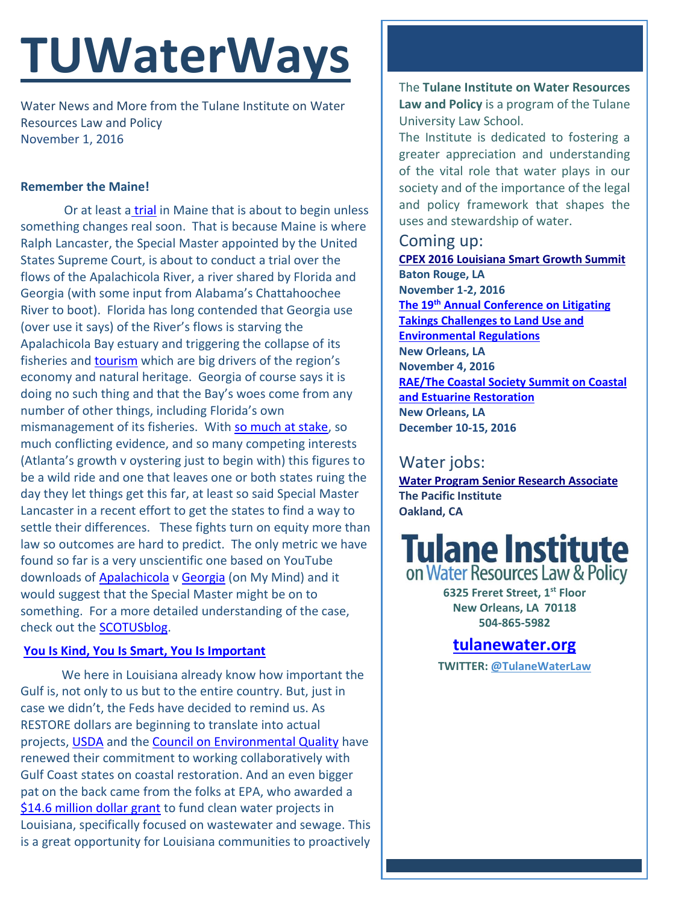# TUWaterWays

Water News and More from the Tulane Institute on Water Resources Law and Policy
November 1, 2016

**Remember the Maine!**

Or at least a trial in Maine that is about to begin unless something changes real soon. That is because Maine is where Ralph Lancaster, the Special Master appointed by the United States Supreme Court, is about to conduct a trial over the flows of the Apalachicola River, a river shared by Florida and Georgia (with some input from Alabama's Chattahoochee River to boot). Florida has long contended that Georgia use (over use it says) of the River's flows is starving the Apalachicola Bay estuary and triggering the collapse of its fisheries and tourism which are big drivers of the region's economy and natural heritage. Georgia of course says it is doing no such thing and that the Bay's woes come from any number of other things, including Florida's own mismanagement of its fisheries. With so much at stake, so much conflicting evidence, and so many competing interests (Atlanta's growth v oystering just to begin with) this figures to be a wild ride and one that leaves one or both states ruing the day they let things get this far, at least so said Special Master Lancaster in a recent effort to get the states to find a way to settle their differences. These fights turn on equity more than law so outcomes are hard to predict. The only metric we have found so far is a very unscientific one based on YouTube downloads of Apalachicola v Georgia (on My Mind) and it would suggest that the Special Master might be on to something. For a more detailed understanding of the case, check out the SCOTUSblog.

**You Is Kind, You Is Smart, You Is Important**

We here in Louisiana already know how important the Gulf is, not only to us but to the entire country. But, just in case we didn't, the Feds have decided to remind us. As RESTORE dollars are beginning to translate into actual projects, USDA and the Council on Environmental Quality have renewed their commitment to working collaboratively with Gulf Coast states on coastal restoration. And an even bigger pat on the back came from the folks at EPA, who awarded a $14.6 million dollar grant to fund clean water projects in Louisiana, specifically focused on wastewater and sewage. This is a great opportunity for Louisiana communities to proactively

The **Tulane Institute on Water Resources Law and Policy** is a program of the Tulane University Law School.

The Institute is dedicated to fostering a greater appreciation and understanding of the vital role that water plays in our society and of the importance of the legal and policy framework that shapes the uses and stewardship of water.

## Coming up:

**CPEX 2016 Louisiana Smart Growth Summit**
**Baton Rouge, LA**
**November 1-2, 2016**

**The 19th Annual Conference on Litigating Takings Challenges to Land Use and Environmental Regulations**
**New Orleans, LA**
**November 4, 2016**

**RAE/The Coastal Society Summit on Coastal and Estuarine Restoration**
**New Orleans, LA**
**December 10-15, 2016**

## Water jobs:

**Water Program Senior Research Associate**
**The Pacific Institute**
**Oakland, CA**

**Tulane Institute on Water Resources Law & Policy**

**6325 Freret Street, 1st Floor**
**New Orleans, LA 70118**
**504-865-5982**

**tulanewater.org**

**TWITTER: @TulaneWaterLaw**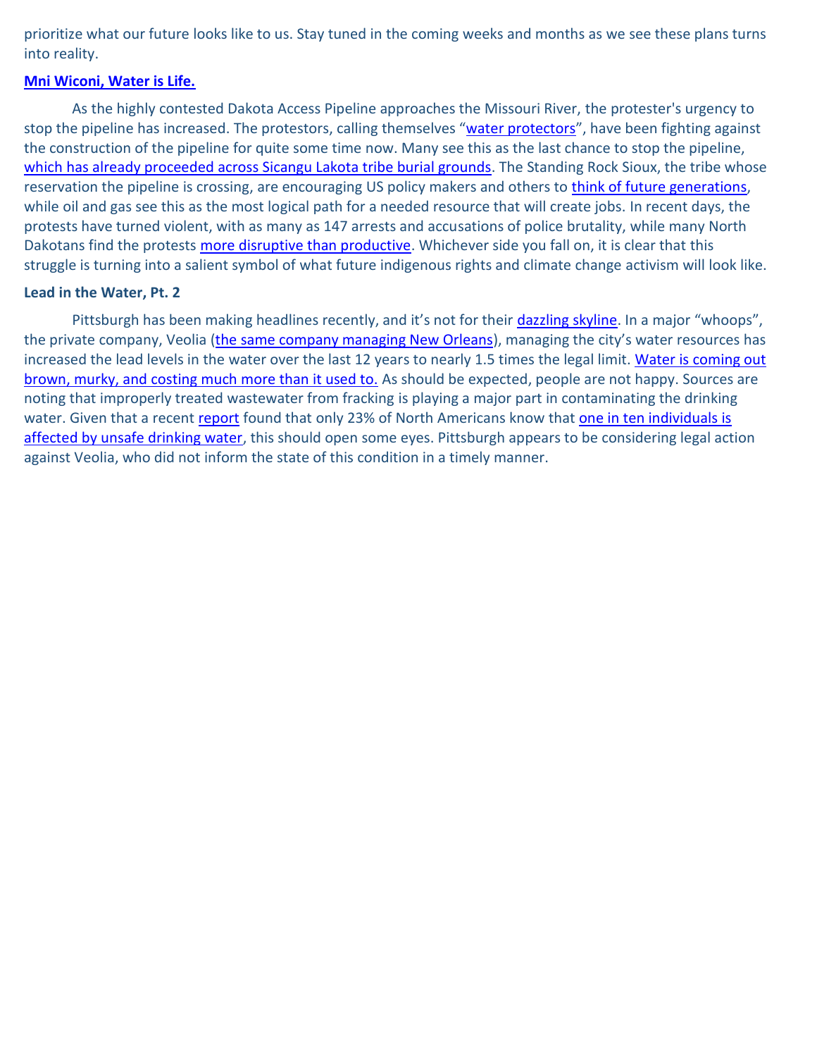prioritize what our future looks like to us. Stay tuned in the coming weeks and months as we see these plans turns into reality.

## Mni Wiconi, Water is Life.

As the highly contested Dakota Access Pipeline approaches the Missouri River, the protester's urgency to stop the pipeline has increased. The protestors, calling themselves "water protectors", have been fighting against the construction of the pipeline for quite some time now. Many see this as the last chance to stop the pipeline, which has already proceeded across Sicangu Lakota tribe burial grounds. The Standing Rock Sioux, the tribe whose reservation the pipeline is crossing, are encouraging US policy makers and others to think of future generations, while oil and gas see this as the most logical path for a needed resource that will create jobs. In recent days, the protests have turned violent, with as many as 147 arrests and accusations of police brutality, while many North Dakotans find the protests more disruptive than productive. Whichever side you fall on, it is clear that this struggle is turning into a salient symbol of what future indigenous rights and climate change activism will look like.

## Lead in the Water, Pt. 2

Pittsburgh has been making headlines recently, and it's not for their dazzling skyline. In a major "whoops", the private company, Veolia (the same company managing New Orleans), managing the city's water resources has increased the lead levels in the water over the last 12 years to nearly 1.5 times the legal limit. Water is coming out brown, murky, and costing much more than it used to. As should be expected, people are not happy. Sources are noting that improperly treated wastewater from fracking is playing a major part in contaminating the drinking water. Given that a recent report found that only 23% of North Americans know that one in ten individuals is affected by unsafe drinking water, this should open some eyes. Pittsburgh appears to be considering legal action against Veolia, who did not inform the state of this condition in a timely manner.